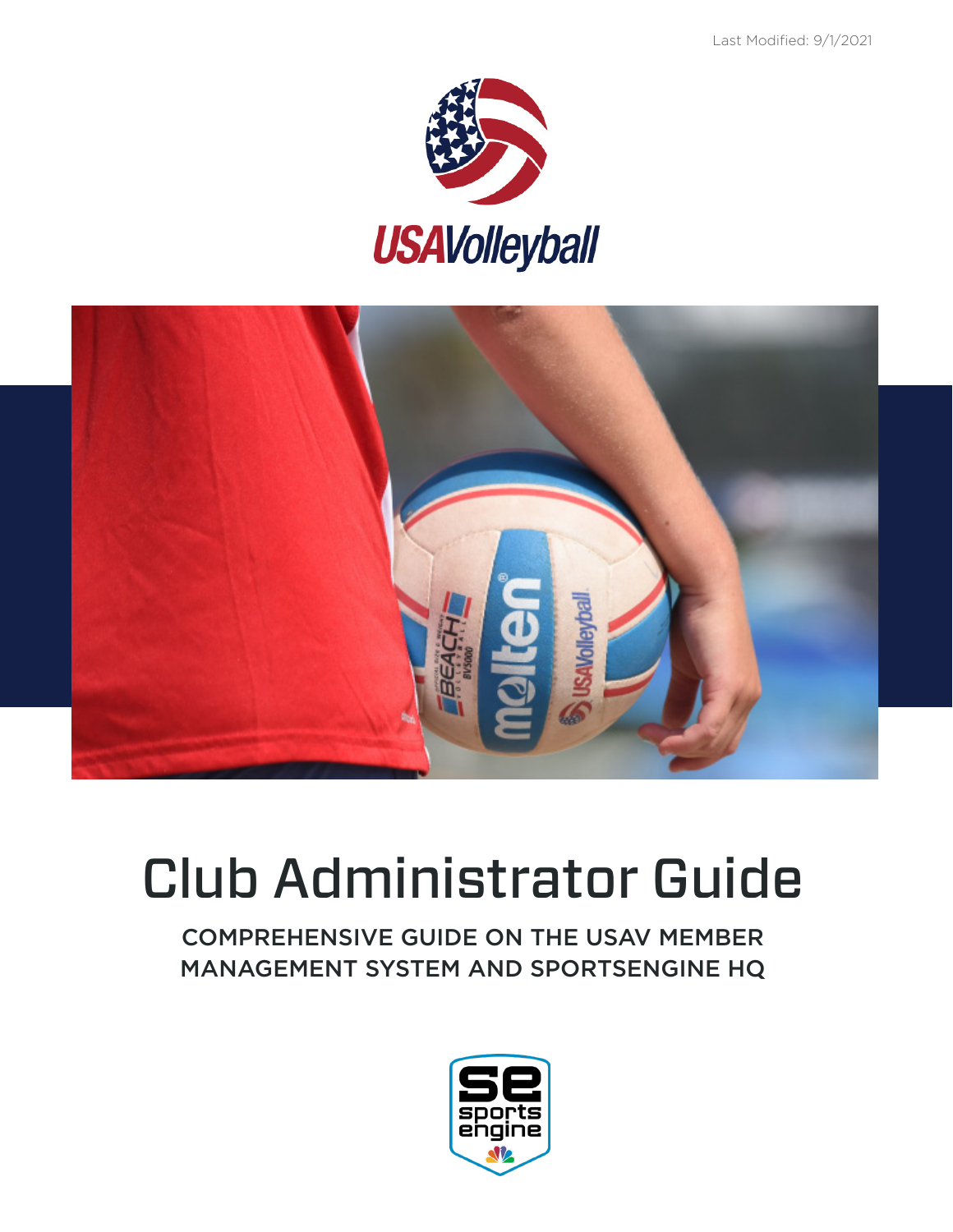Last Modified: 9/1/2021

USAVolleyball

# Club Administrator Guide

COMPREHENSIVE GUIDE ON THE USAV MEMBER MANAGEMENT SYSTEM AND SPORTSENGINE HQ

se sports engine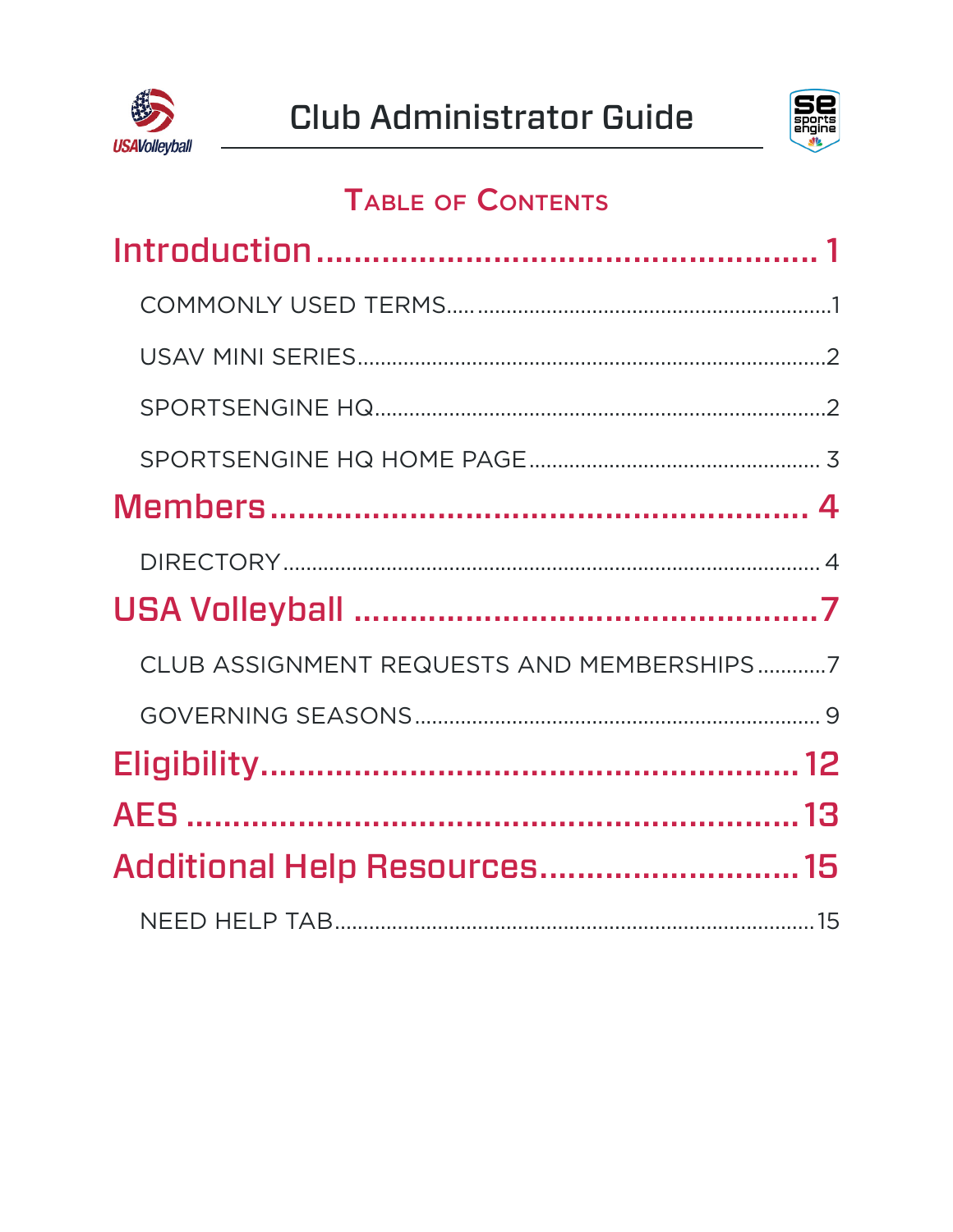# Club Administrator Guide

## Table of Contents

**Introduction** ........................................................ 1

- COMMONLY USED TERMS ........................................................ 1
- USAV MINI SERIES ........................................................ 2
- SPORTSENGINE HQ ........................................................ 2
- SPORTSENGINE HQ HOME PAGE ........................................................ 3

**Members** ........................................................ 4

- DIRECTORY ........................................................ 4

**USA Volleyball** ........................................................ 7

- CLUB ASSIGNMENT REQUESTS AND MEMBERSHIPS ........................................................ 7
- GOVERNING SEASONS ........................................................ 9

**Eligibility** ........................................................ 12

**AES** ........................................................ 13

**Additional Help Resources** ........................................................ 15

- NEED HELP TAB ........................................................ 15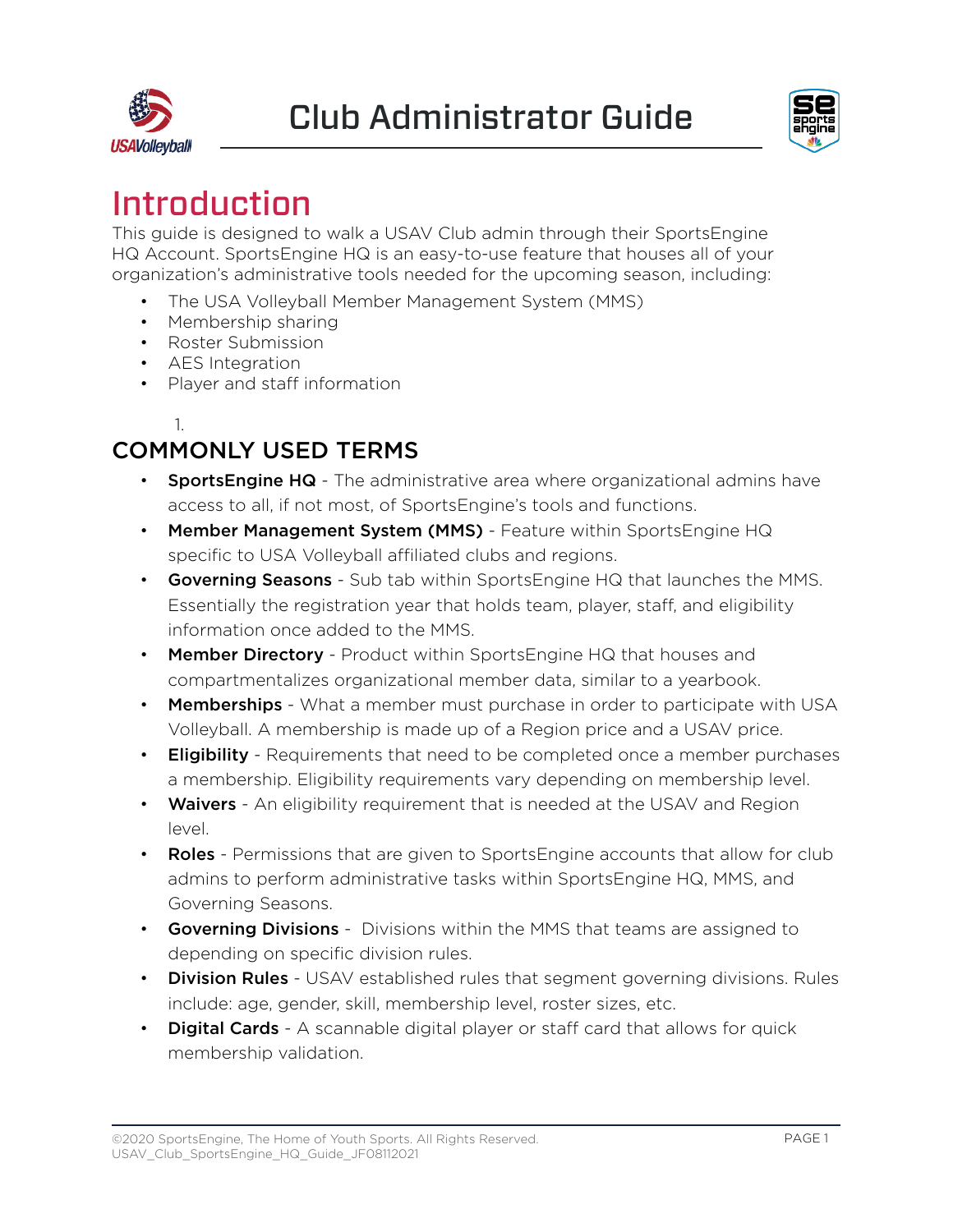# Club Administrator Guide

## Introduction

This guide is designed to walk a USAV Club admin through their SportsEngine HQ Account. SportsEngine HQ is an easy-to-use feature that houses all of your organization's administrative tools needed for the upcoming season, including:

- The USA Volleyball Member Management System (MMS)
- Membership sharing
- Roster Submission
- AES Integration
- Player and staff information

1.

### COMMONLY USED TERMS

- **SportsEngine HQ** - The administrative area where organizational admins have access to all, if not most, of SportsEngine's tools and functions.
- **Member Management System (MMS)** - Feature within SportsEngine HQ specific to USA Volleyball affiliated clubs and regions.
- **Governing Seasons** - Sub tab within SportsEngine HQ that launches the MMS. Essentially the registration year that holds team, player, staff, and eligibility information once added to the MMS.
- **Member Directory** - Product within SportsEngine HQ that houses and compartmentalizes organizational member data, similar to a yearbook.
- **Memberships** - What a member must purchase in order to participate with USA Volleyball. A membership is made up of a Region price and a USAV price.
- **Eligibility** - Requirements that need to be completed once a member purchases a membership. Eligibility requirements vary depending on membership level.
- **Waivers** - An eligibility requirement that is needed at the USAV and Region level.
- **Roles** - Permissions that are given to SportsEngine accounts that allow for club admins to perform administrative tasks within SportsEngine HQ, MMS, and Governing Seasons.
- **Governing Divisions** - Divisions within the MMS that teams are assigned to depending on specific division rules.
- **Division Rules** - USAV established rules that segment governing divisions. Rules include: age, gender, skill, membership level, roster sizes, etc.
- **Digital Cards** - A scannable digital player or staff card that allows for quick membership validation.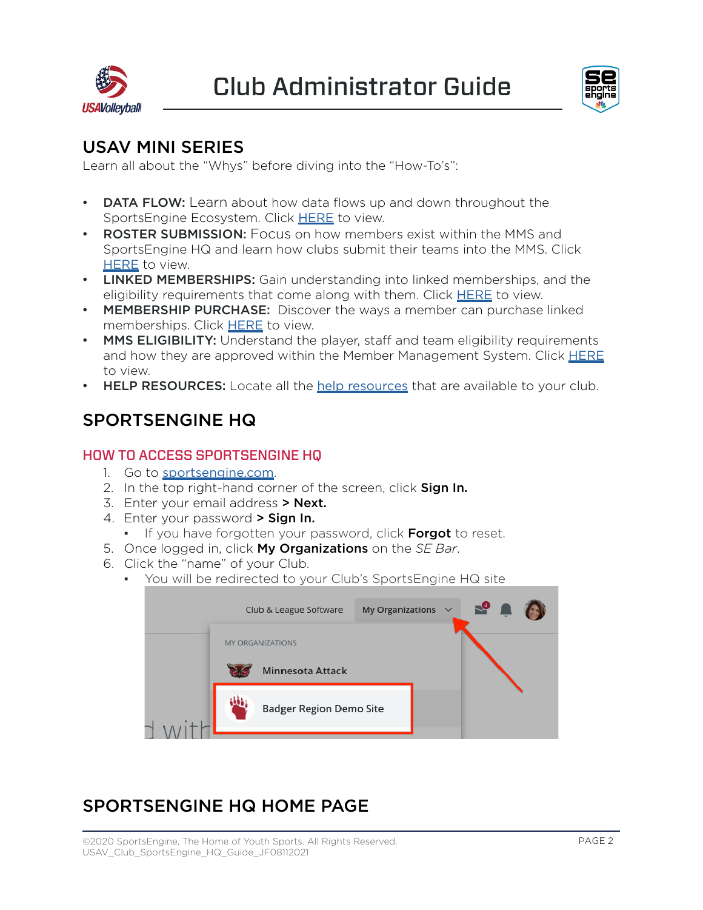# Club Administrator Guide

## USAV MINI SERIES

Learn all about the "Whys" before diving into the "How-To's":

- **DATA FLOW:** Learn about how data flows up and down throughout the SportsEngine Ecosystem. Click HERE to view.
- **ROSTER SUBMISSION:** Focus on how members exist within the MMS and SportsEngine HQ and learn how clubs submit their teams into the MMS. Click HERE to view.
- **LINKED MEMBERSHIPS:** Gain understanding into linked memberships, and the eligibility requirements that come along with them. Click HERE to view.
- **MEMBERSHIP PURCHASE:** Discover the ways a member can purchase linked memberships. Click HERE to view.
- **MMS ELIGIBILITY:** Understand the player, staff and team eligibility requirements and how they are approved within the Member Management System. Click HERE to view.
- **HELP RESOURCES:** Locate all the help resources that are available to your club.

## SPORTSENGINE HQ

### HOW TO ACCESS SPORTSENGINE HQ

1. Go to sportsengine.com.
2. In the top right-hand corner of the screen, click **Sign In.**
3. Enter your email address **> Next.**
4. Enter your password **> Sign In.**
   - If you have forgotten your password, click **Forgot** to reset.
5. Once logged in, click **My Organizations** on the *SE Bar*.
6. Click the "name" of your Club.
   - You will be redirected to your Club's SportsEngine HQ site

## SPORTSENGINE HQ HOME PAGE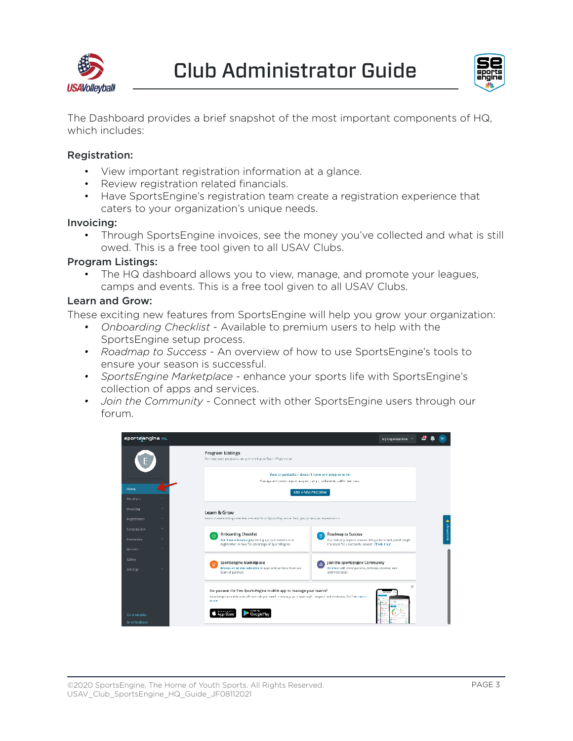The Dashboard provides a brief snapshot of the most important components of HQ, which includes:

**Registration:**

- View important registration information at a glance.
- Review registration related financials.
- Have SportsEngine's registration team create a registration experience that caters to your organization's unique needs.

**Invoicing:**

- Through SportsEngine invoices, see the money you've collected and what is still owed. This is a free tool given to all USAV Clubs.

**Program Listings:**

- The HQ dashboard allows you to view, manage, and promote your leagues, camps and events. This is a free tool given to all USAV Clubs.

**Learn and Grow:**

These exciting new features from SportsEngine will help you grow your organization:

- *Onboarding Checklist* - Available to premium users to help with the SportsEngine setup process.
- *Roadmap to Success* - An overview of how to use SportsEngine's tools to ensure your season is successful.
- *SportsEngine Marketplace* - enhance your sports life with SportsEngine's collection of apps and services.
- *Join the Community* - Connect with other SportsEngine users through our forum.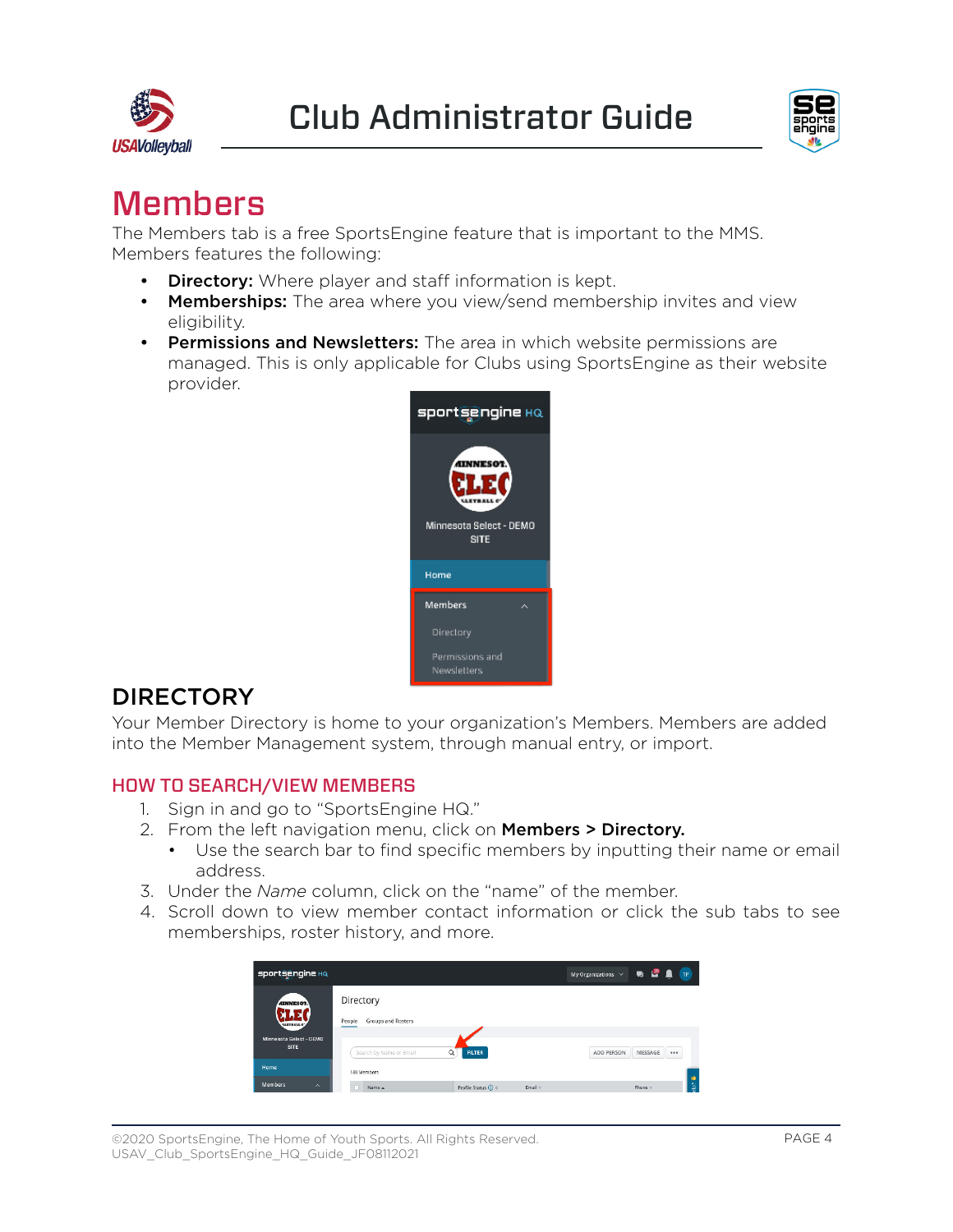# Members

The Members tab is a free SportsEngine feature that is important to the MMS. Members features the following:

- **Directory:** Where player and staff information is kept.
- **Memberships:** The area where you view/send membership invites and view eligibility.
- **Permissions and Newsletters:** The area in which website permissions are managed. This is only applicable for Clubs using SportsEngine as their website provider.

## DIRECTORY

Your Member Directory is home to your organization's Members. Members are added into the Member Management system, through manual entry, or import.

### HOW TO SEARCH/VIEW MEMBERS

1. Sign in and go to "SportsEngine HQ."
2. From the left navigation menu, click on **Members > Directory.**
   - Use the search bar to find specific members by inputting their name or email address.
3. Under the *Name* column, click on the "name" of the member.
4. Scroll down to view member contact information or click the sub tabs to see memberships, roster history, and more.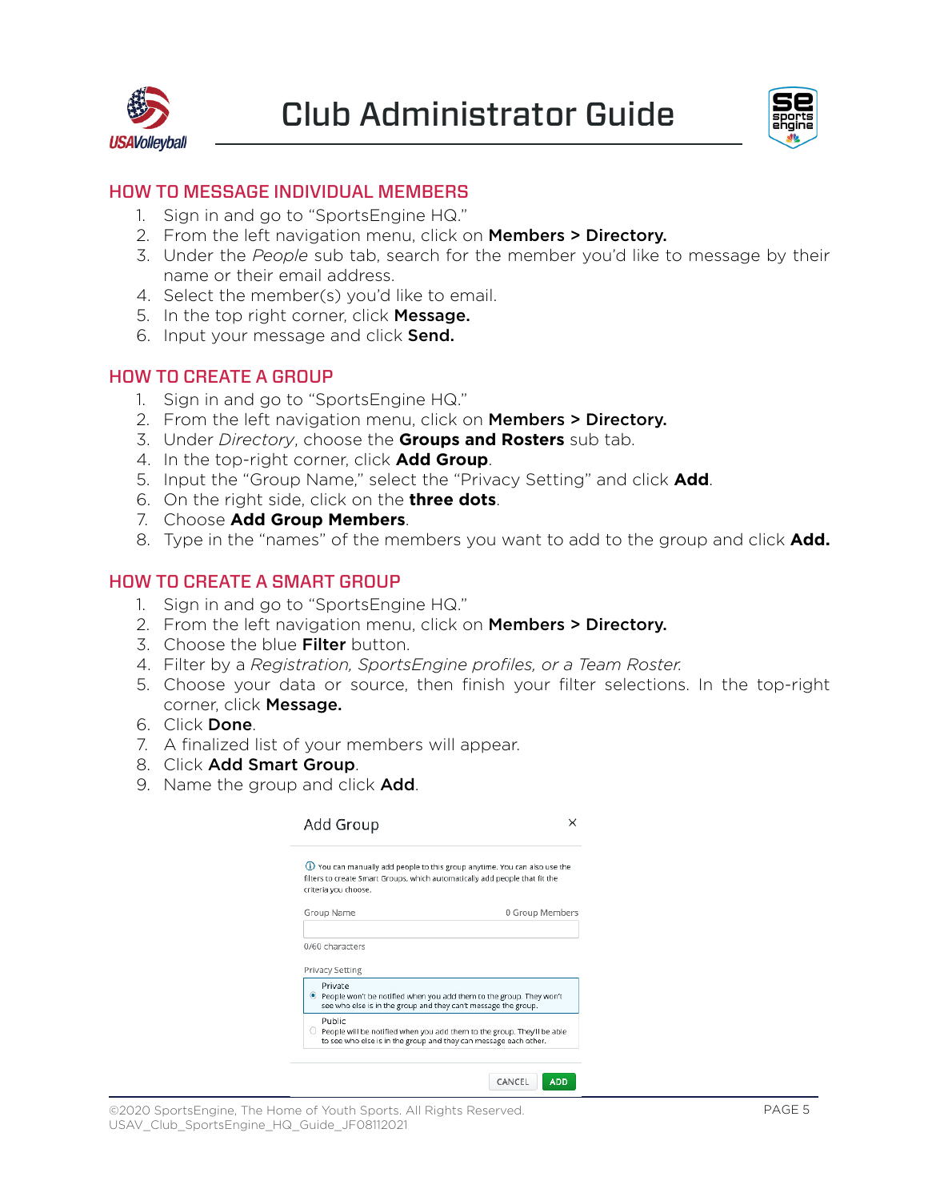# Club Administrator Guide

## HOW TO MESSAGE INDIVIDUAL MEMBERS

1. Sign in and go to "SportsEngine HQ."
2. From the left navigation menu, click on **Members > Directory.**
3. Under the *People* sub tab, search for the member you'd like to message by their name or their email address.
4. Select the member(s) you'd like to email.
5. In the top right corner, click **Message.**
6. Input your message and click **Send.**

## HOW TO CREATE A GROUP

1. Sign in and go to "SportsEngine HQ."
2. From the left navigation menu, click on **Members > Directory.**
3. Under *Directory*, choose the **Groups and Rosters** sub tab.
4. In the top-right corner, click **Add Group**.
5. Input the "Group Name," select the "Privacy Setting" and click **Add**.
6. On the right side, click on the **three dots**.
7. Choose **Add Group Members**.
8. Type in the "names" of the members you want to add to the group and click **Add.**

## HOW TO CREATE A SMART GROUP

1. Sign in and go to "SportsEngine HQ."
2. From the left navigation menu, click on **Members > Directory.**
3. Choose the blue **Filter** button.
4. Filter by a *Registration, SportsEngine profiles, or a Team Roster.*
5. Choose your data or source, then finish your filter selections. In the top-right corner, click **Message.**
6. Click **Done**.
7. A finalized list of your members will appear.
8. Click **Add Smart Group**.
9. Name the group and click **Add**.

Add Group ×

ⓘ You can manually add people to this group anytime. You can also use the filters to create Smart Groups, which automatically add people that fit the criteria you choose.

Group Name — 0 Group Members

0/60 characters

Privacy Setting

- Private — People won't be notified when you add them to the group. They won't see who else is in the group and they can't message the group.
- Public — People will be notified when you add them to the group. They'll be able to see who else is in the group and they can message each other.

CANCEL | ADD

©2020 SportsEngine, The Home of Youth Sports. All Rights Reserved.
USAV_Club_SportsEngine_HQ_Guide_JF08112021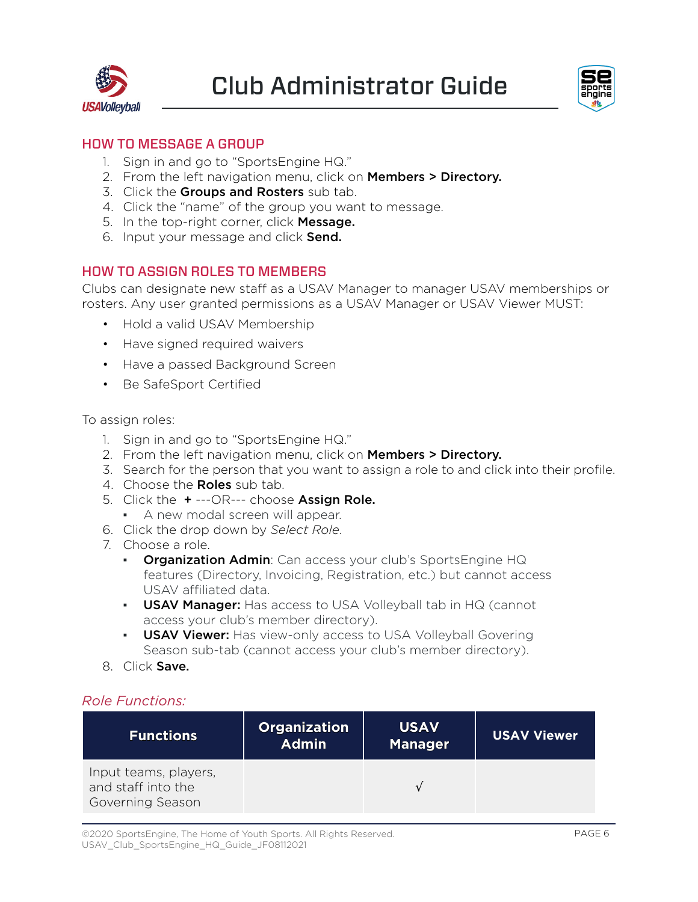## HOW TO MESSAGE A GROUP

1. Sign in and go to "SportsEngine HQ."
2. From the left navigation menu, click on **Members > Directory.**
3. Click the **Groups and Rosters** sub tab.
4. Click the "name" of the group you want to message.
5. In the top-right corner, click **Message.**
6. Input your message and click **Send.**

## HOW TO ASSIGN ROLES TO MEMBERS

Clubs can designate new staff as a USAV Manager to manager USAV memberships or rosters. Any user granted permissions as a USAV Manager or USAV Viewer MUST:

- Hold a valid USAV Membership
- Have signed required waivers
- Have a passed Background Screen
- Be SafeSport Certified

To assign roles:

1. Sign in and go to "SportsEngine HQ."
2. From the left navigation menu, click on **Members > Directory.**
3. Search for the person that you want to assign a role to and click into their profile.
4. Choose the **Roles** sub tab.
5. Click the **+** ---OR--- choose **Assign Role.**
   - A new modal screen will appear.
6. Click the drop down by *Select Role*.
7. Choose a role.
   - **Organization Admin**: Can access your club's SportsEngine HQ features (Directory, Invoicing, Registration, etc.) but cannot access USAV affiliated data.
   - **USAV Manager:** Has access to USA Volleyball tab in HQ (cannot access your club's member directory).
   - **USAV Viewer:** Has view-only access to USA Volleyball Govering Season sub-tab (cannot access your club's member directory).
8. Click **Save.**

*Role Functions:*

| Functions | Organization Admin | USAV Manager | USAV Viewer |
|---|---|---|---|
| Input teams, players, and staff into the Governing Season | | √ | |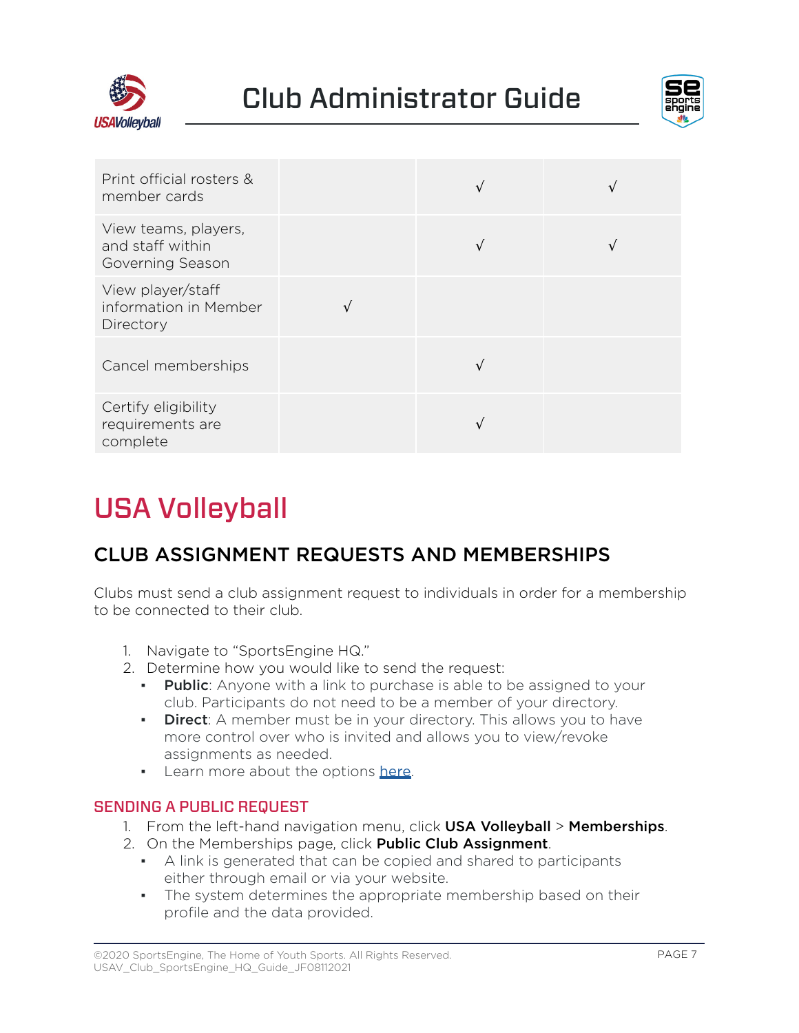| | | | |
|---|---|---|---|
| Print official rosters & member cards | | √ | √ |
| View teams, players, and staff within Governing Season | | √ | √ |
| View player/staff information in Member Directory | √ | | |
| Cancel memberships | | √ | |
| Certify eligibility requirements are complete | | √ | |

# USA Volleyball

## CLUB ASSIGNMENT REQUESTS AND MEMBERSHIPS

Clubs must send a club assignment request to individuals in order for a membership to be connected to their club.

1. Navigate to "SportsEngine HQ."
2. Determine how you would like to send the request:
   - **Public**: Anyone with a link to purchase is able to be assigned to your club. Participants do not need to be a member of your directory.
   - **Direct**: A member must be in your directory. This allows you to have more control over who is invited and allows you to view/revoke assignments as needed.
   - Learn more about the options here.

### SENDING A PUBLIC REQUEST

1. From the left-hand navigation menu, click **USA Volleyball** > **Memberships**.
2. On the Memberships page, click **Public Club Assignment**.
   - A link is generated that can be copied and shared to participants either through email or via your website.
   - The system determines the appropriate membership based on their profile and the data provided.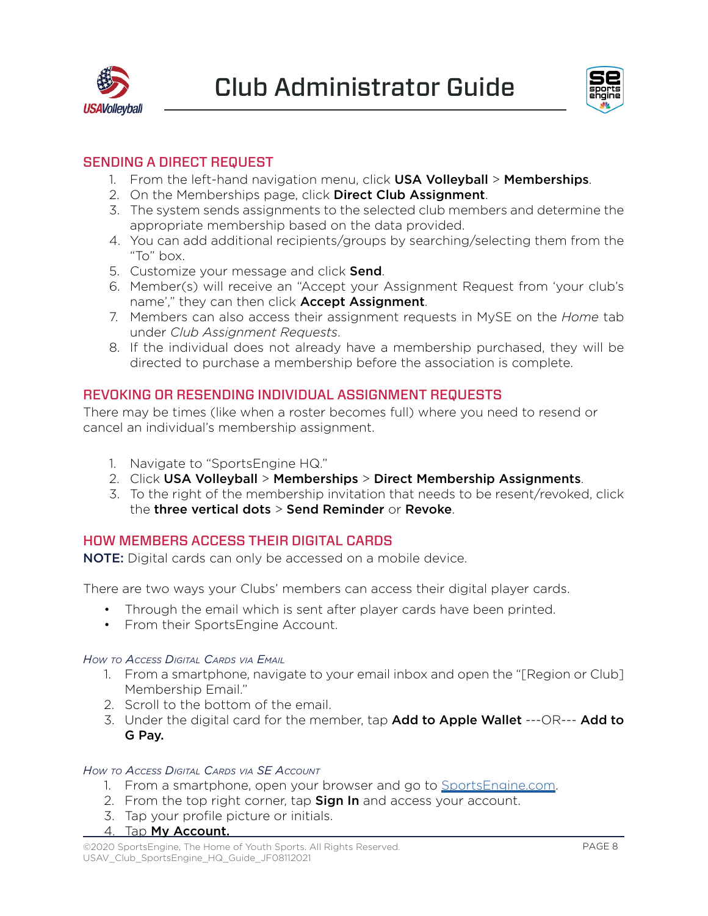## SENDING A DIRECT REQUEST

1. From the left-hand navigation menu, click **USA Volleyball** > **Memberships**.
2. On the Memberships page, click **Direct Club Assignment**.
3. The system sends assignments to the selected club members and determine the appropriate membership based on the data provided.
4. You can add additional recipients/groups by searching/selecting them from the "To" box.
5. Customize your message and click **Send**.
6. Member(s) will receive an "Accept your Assignment Request from 'your club's name'," they can then click **Accept Assignment**.
7. Members can also access their assignment requests in MySE on the *Home* tab under *Club Assignment Requests*.
8. If the individual does not already have a membership purchased, they will be directed to purchase a membership before the association is complete.

## REVOKING OR RESENDING INDIVIDUAL ASSIGNMENT REQUESTS

There may be times (like when a roster becomes full) where you need to resend or cancel an individual's membership assignment.

1. Navigate to "SportsEngine HQ."
2. Click **USA Volleyball** > **Memberships** > **Direct Membership Assignments**.
3. To the right of the membership invitation that needs to be resent/revoked, click the **three vertical dots** > **Send Reminder** or **Revoke**.

## HOW MEMBERS ACCESS THEIR DIGITAL CARDS

**NOTE:** Digital cards can only be accessed on a mobile device.

There are two ways your Clubs' members can access their digital player cards.

- Through the email which is sent after player cards have been printed.
- From their SportsEngine Account.

### *How to Access Digital Cards via Email*

1. From a smartphone, navigate to your email inbox and open the "[Region or Club] Membership Email."
2. Scroll to the bottom of the email.
3. Under the digital card for the member, tap **Add to Apple Wallet** ---OR--- **Add to G Pay.**

### *How to Access Digital Cards via SE Account*

1. From a smartphone, open your browser and go to SportsEngine.com.
2. From the top right corner, tap **Sign In** and access your account.
3. Tap your profile picture or initials.
4. Tap **My Account.**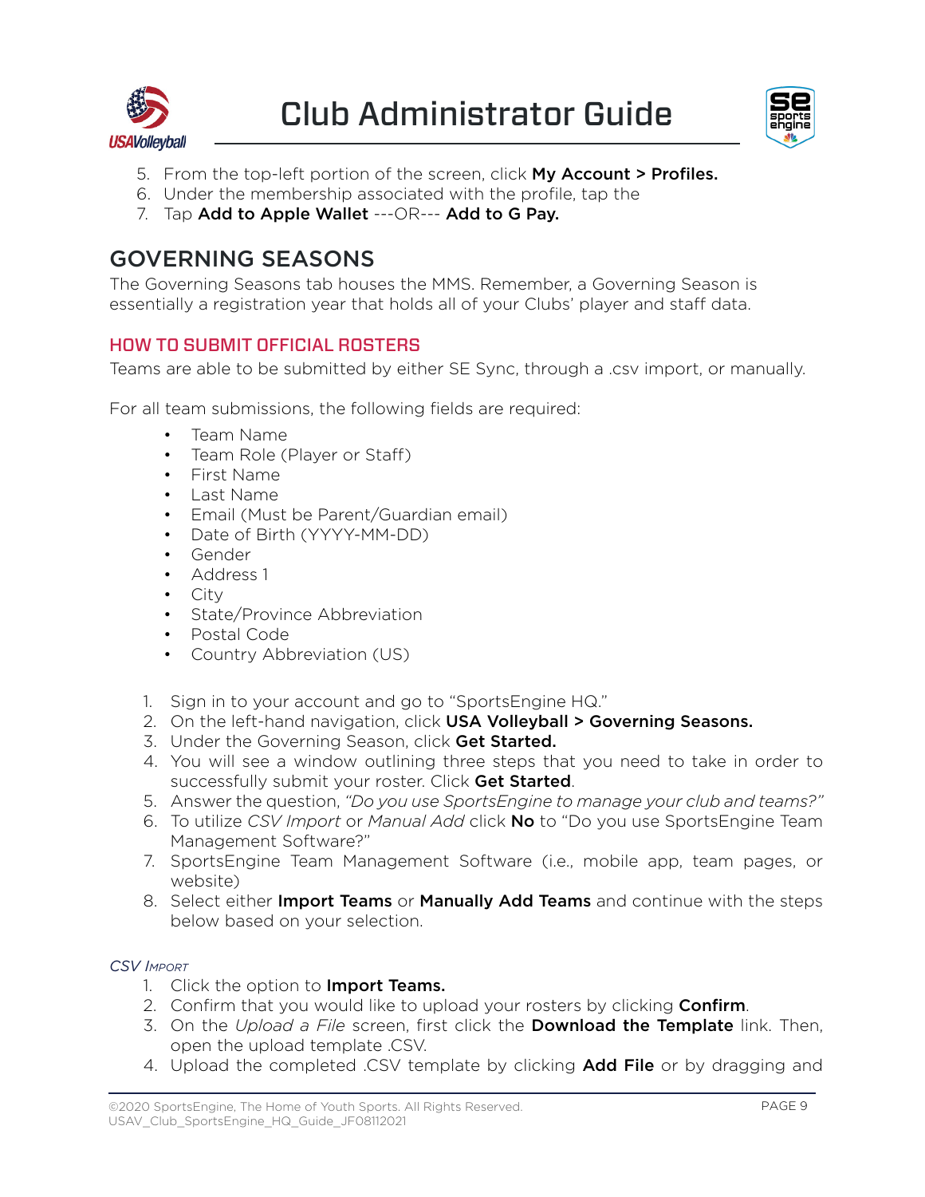5. From the top-left portion of the screen, click **My Account > Profiles.**
6. Under the membership associated with the profile, tap the
7. Tap **Add to Apple Wallet** ---OR--- **Add to G Pay.**

## GOVERNING SEASONS

The Governing Seasons tab houses the MMS. Remember, a Governing Season is essentially a registration year that holds all of your Clubs' player and staff data.

### HOW TO SUBMIT OFFICIAL ROSTERS

Teams are able to be submitted by either SE Sync, through a .csv import, or manually.

For all team submissions, the following fields are required:

- Team Name
- Team Role (Player or Staff)
- First Name
- Last Name
- Email (Must be Parent/Guardian email)
- Date of Birth (YYYY-MM-DD)
- Gender
- Address 1
- City
- State/Province Abbreviation
- Postal Code
- Country Abbreviation (US)

1. Sign in to your account and go to "SportsEngine HQ."
2. On the left-hand navigation, click **USA Volleyball > Governing Seasons.**
3. Under the Governing Season, click **Get Started.**
4. You will see a window outlining three steps that you need to take in order to successfully submit your roster. Click **Get Started**.
5. Answer the question, *"Do you use SportsEngine to manage your club and teams?"*
6. To utilize *CSV Import* or *Manual Add* click **No** to "Do you use SportsEngine Team Management Software?"
7. SportsEngine Team Management Software (i.e., mobile app, team pages, or website)
8. Select either **Import Teams** or **Manually Add Teams** and continue with the steps below based on your selection.

#### *CSV Import*

1. Click the option to **Import Teams.**
2. Confirm that you would like to upload your rosters by clicking **Confirm**.
3. On the *Upload a File* screen, first click the **Download the Template** link. Then, open the upload template .CSV.
4. Upload the completed .CSV template by clicking **Add File** or by dragging and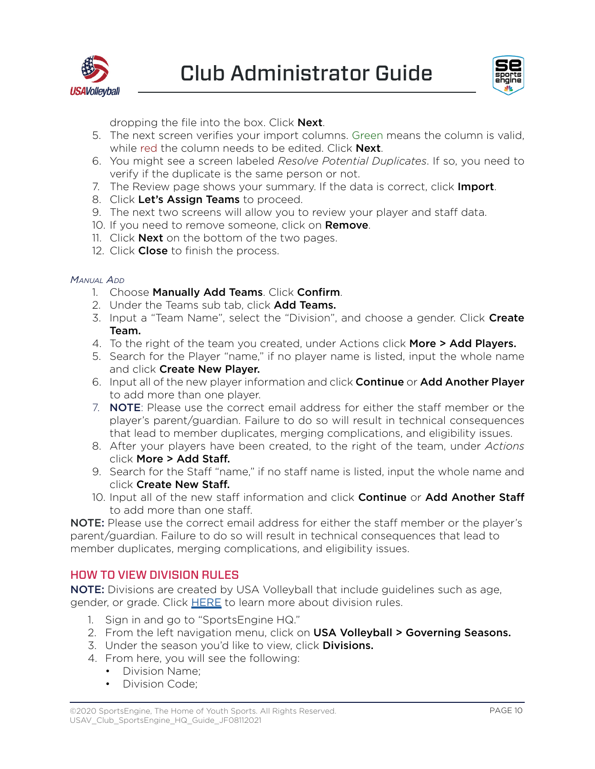dropping the file into the box. Click **Next**.

5. The next screen verifies your import columns. Green means the column is valid, while red the column needs to be edited. Click **Next**.
6. You might see a screen labeled *Resolve Potential Duplicates*. If so, you need to verify if the duplicate is the same person or not.
7. The Review page shows your summary. If the data is correct, click **Import**.
8. Click **Let's Assign Teams** to proceed.
9. The next two screens will allow you to review your player and staff data.
10. If you need to remove someone, click on **Remove**.
11. Click **Next** on the bottom of the two pages.
12. Click **Close** to finish the process.

*Manual Add*

1. Choose **Manually Add Teams**. Click **Confirm**.
2. Under the Teams sub tab, click **Add Teams.**
3. Input a "Team Name", select the "Division", and choose a gender. Click **Create Team.**
4. To the right of the team you created, under Actions click **More > Add Players.**
5. Search for the Player "name," if no player name is listed, input the whole name and click **Create New Player.**
6. Input all of the new player information and click **Continue** or **Add Another Player** to add more than one player.
7. **NOTE**: Please use the correct email address for either the staff member or the player's parent/guardian. Failure to do so will result in technical consequences that lead to member duplicates, merging complications, and eligibility issues.
8. After your players have been created, to the right of the team, under *Actions* click **More > Add Staff.**
9. Search for the Staff "name," if no staff name is listed, input the whole name and click **Create New Staff.**
10. Input all of the new staff information and click **Continue** or **Add Another Staff** to add more than one staff.

**NOTE:** Please use the correct email address for either the staff member or the player's parent/guardian. Failure to do so will result in technical consequences that lead to member duplicates, merging complications, and eligibility issues.

## HOW TO VIEW DIVISION RULES

**NOTE:** Divisions are created by USA Volleyball that include guidelines such as age, gender, or grade. Click HERE to learn more about division rules.

1. Sign in and go to "SportsEngine HQ."
2. From the left navigation menu, click on **USA Volleyball > Governing Seasons.**
3. Under the season you'd like to view, click **Divisions.**
4. From here, you will see the following:
   - Division Name;
   - Division Code;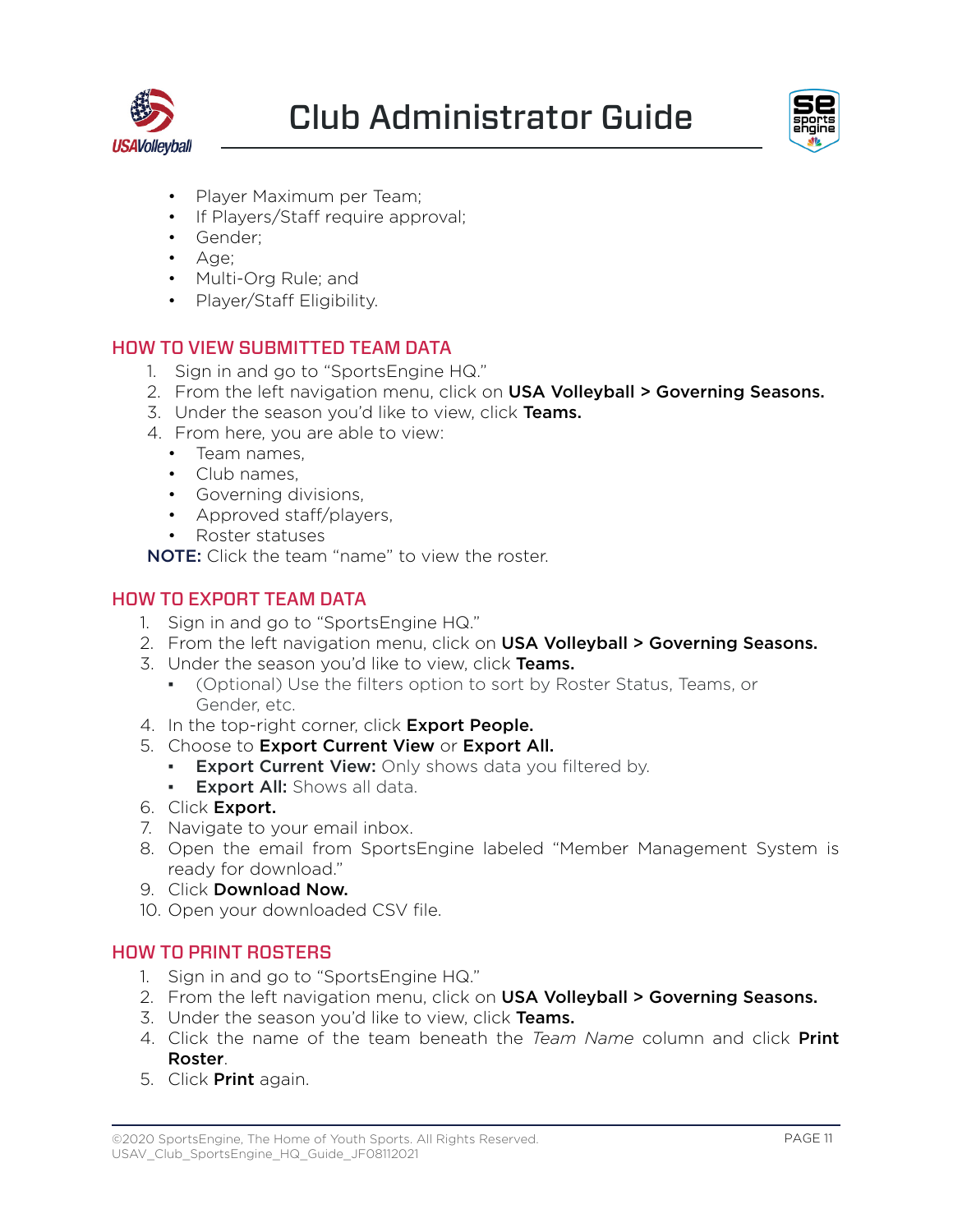- Player Maximum per Team;
- If Players/Staff require approval;
- Gender;
- Age;
- Multi-Org Rule; and
- Player/Staff Eligibility.

## HOW TO VIEW SUBMITTED TEAM DATA

1. Sign in and go to "SportsEngine HQ."
2. From the left navigation menu, click on **USA Volleyball > Governing Seasons.**
3. Under the season you'd like to view, click **Teams.**
4. From here, you are able to view:
   - Team names,
   - Club names,
   - Governing divisions,
   - Approved staff/players,
   - Roster statuses

**NOTE:** Click the team "name" to view the roster.

## HOW TO EXPORT TEAM DATA

1. Sign in and go to "SportsEngine HQ."
2. From the left navigation menu, click on **USA Volleyball > Governing Seasons.**
3. Under the season you'd like to view, click **Teams.**
   - (Optional) Use the filters option to sort by Roster Status, Teams, or Gender, etc.
4. In the top-right corner, click **Export People.**
5. Choose to **Export Current View** or **Export All.**
   - **Export Current View:** Only shows data you filtered by.
   - **Export All:** Shows all data.
6. Click **Export.**
7. Navigate to your email inbox.
8. Open the email from SportsEngine labeled "Member Management System is ready for download."
9. Click **Download Now.**
10. Open your downloaded CSV file.

## HOW TO PRINT ROSTERS

1. Sign in and go to "SportsEngine HQ."
2. From the left navigation menu, click on **USA Volleyball > Governing Seasons.**
3. Under the season you'd like to view, click **Teams.**
4. Click the name of the team beneath the *Team Name* column and click **Print Roster**.
5. Click **Print** again.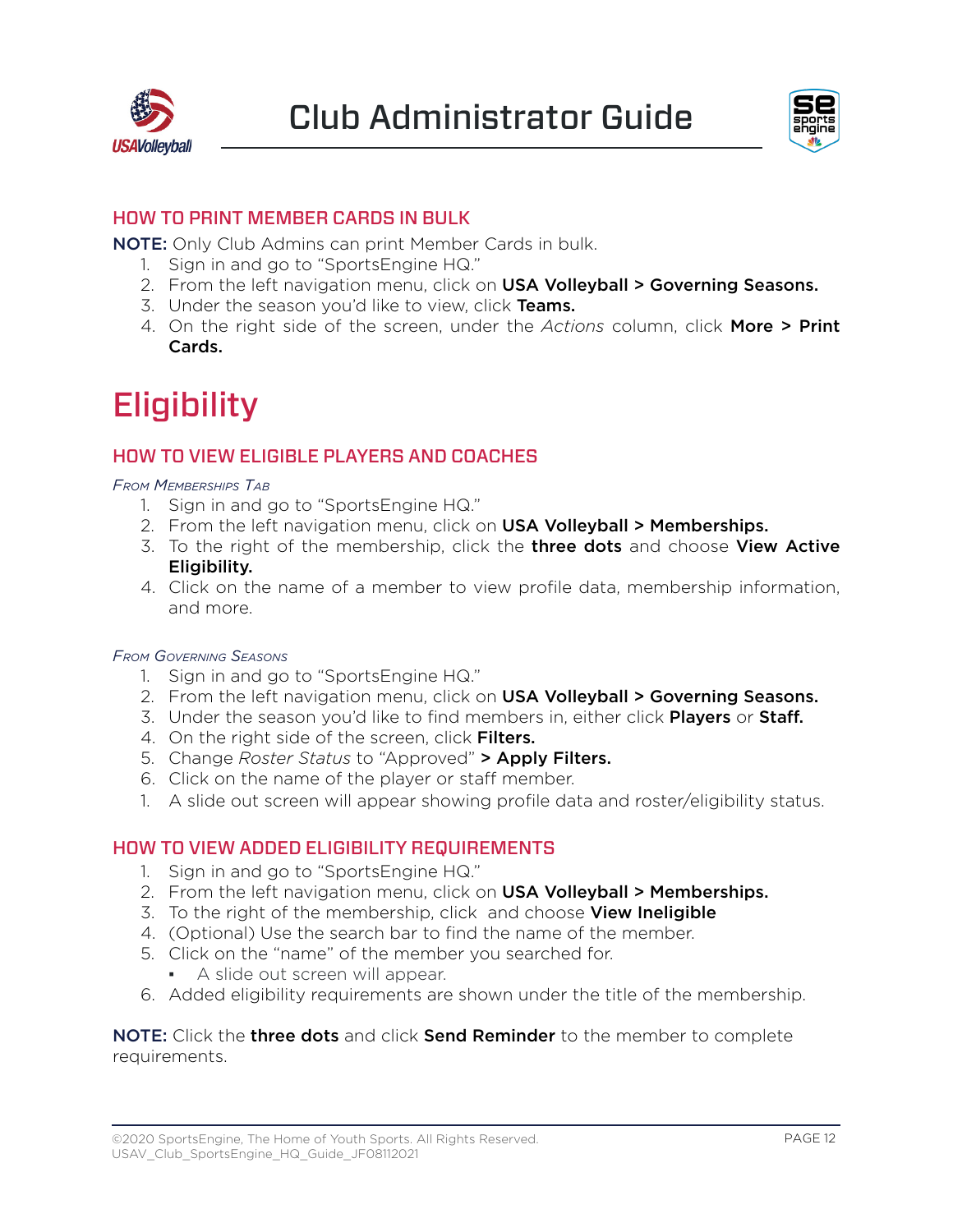## HOW TO PRINT MEMBER CARDS IN BULK

**NOTE:** Only Club Admins can print Member Cards in bulk.

1. Sign in and go to "SportsEngine HQ."
2. From the left navigation menu, click on **USA Volleyball > Governing Seasons.**
3. Under the season you'd like to view, click **Teams.**
4. On the right side of the screen, under the *Actions* column, click **More > Print Cards.**

# Eligibility

## HOW TO VIEW ELIGIBLE PLAYERS AND COACHES

*From Memberships Tab*

1. Sign in and go to "SportsEngine HQ."
2. From the left navigation menu, click on **USA Volleyball > Memberships.**
3. To the right of the membership, click the **three dots** and choose **View Active Eligibility.**
4. Click on the name of a member to view profile data, membership information, and more.

*From Governing Seasons*

1. Sign in and go to "SportsEngine HQ."
2. From the left navigation menu, click on **USA Volleyball > Governing Seasons.**
3. Under the season you'd like to find members in, either click **Players** or **Staff.**
4. On the right side of the screen, click **Filters.**
5. Change *Roster Status* to "Approved" **> Apply Filters.**
6. Click on the name of the player or staff member.
1. A slide out screen will appear showing profile data and roster/eligibility status.

## HOW TO VIEW ADDED ELIGIBILITY REQUIREMENTS

1. Sign in and go to "SportsEngine HQ."
2. From the left navigation menu, click on **USA Volleyball > Memberships.**
3. To the right of the membership, click  and choose **View Ineligible**
4. (Optional) Use the search bar to find the name of the member.
5. Click on the "name" of the member you searched for.
   - A slide out screen will appear.
6. Added eligibility requirements are shown under the title of the membership.

**NOTE:** Click the **three dots** and click **Send Reminder** to the member to complete requirements.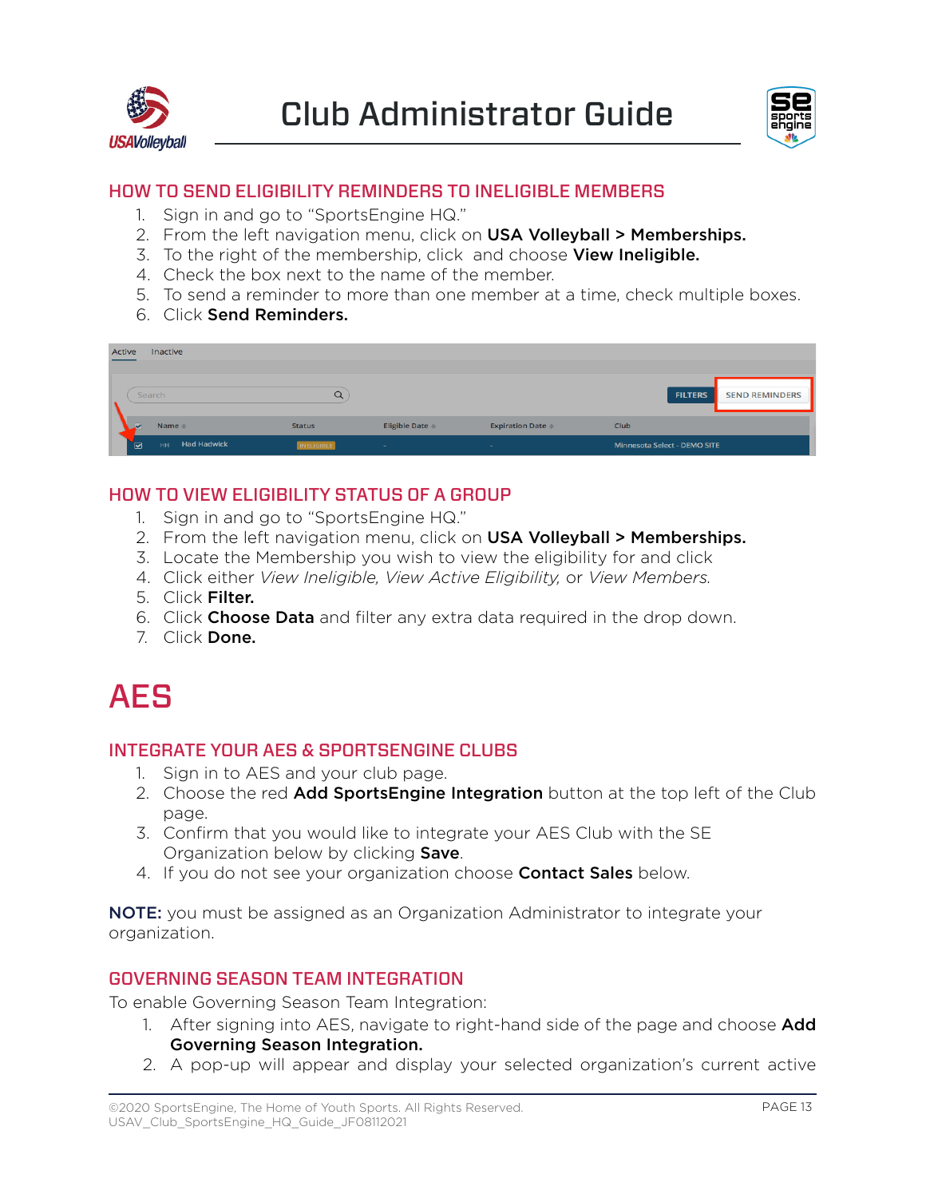## HOW TO SEND ELIGIBILITY REMINDERS TO INELIGIBLE MEMBERS

1. Sign in and go to "SportsEngine HQ."
2. From the left navigation menu, click on **USA Volleyball > Memberships.**
3. To the right of the membership, click  and choose **View Ineligible.**
4. Check the box next to the name of the member.
5. To send a reminder to more than one member at a time, check multiple boxes.
6. Click **Send Reminders.**

## HOW TO VIEW ELIGIBILITY STATUS OF A GROUP

1. Sign in and go to "SportsEngine HQ."
2. From the left navigation menu, click on **USA Volleyball > Memberships.**
3. Locate the Membership you wish to view the eligibility for and click
4. Click either *View Ineligible, View Active Eligibility,* or *View Members.*
5. Click **Filter.**
6. Click **Choose Data** and filter any extra data required in the drop down.
7. Click **Done.**

# AES

## INTEGRATE YOUR AES & SPORTSENGINE CLUBS

1. Sign in to AES and your club page.
2. Choose the red **Add SportsEngine Integration** button at the top left of the Club page.
3. Confirm that you would like to integrate your AES Club with the SE Organization below by clicking **Save**.
4. If you do not see your organization choose **Contact Sales** below.

**NOTE:** you must be assigned as an Organization Administrator to integrate your organization.

## GOVERNING SEASON TEAM INTEGRATION

To enable Governing Season Team Integration:

1. After signing into AES, navigate to right-hand side of the page and choose **Add Governing Season Integration.**
2. A pop-up will appear and display your selected organization's current active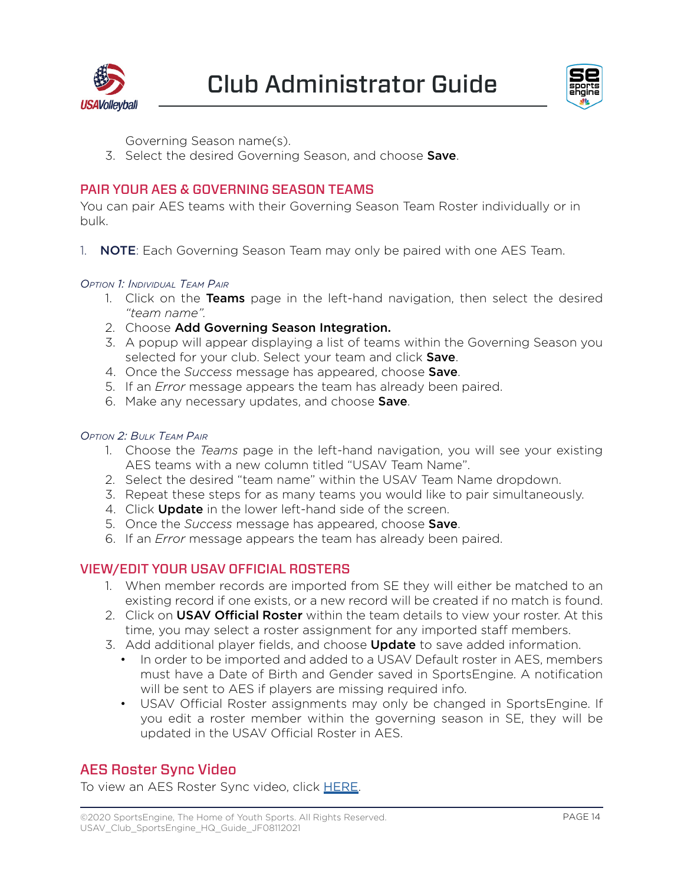Governing Season name(s).

3. Select the desired Governing Season, and choose **Save**.

## PAIR YOUR AES & GOVERNING SEASON TEAMS

You can pair AES teams with their Governing Season Team Roster individually or in bulk.

1. **NOTE**: Each Governing Season Team may only be paired with one AES Team.

### *Option 1: Individual Team Pair*

1. Click on the **Teams** page in the left-hand navigation, then select the desired *"team name"*.
2. Choose **Add Governing Season Integration.**
3. A popup will appear displaying a list of teams within the Governing Season you selected for your club. Select your team and click **Save**.
4. Once the *Success* message has appeared, choose **Save**.
5. If an *Error* message appears the team has already been paired.
6. Make any necessary updates, and choose **Save**.

### *Option 2: Bulk Team Pair*

1. Choose the *Teams* page in the left-hand navigation, you will see your existing AES teams with a new column titled "USAV Team Name".
2. Select the desired "team name" within the USAV Team Name dropdown.
3. Repeat these steps for as many teams you would like to pair simultaneously.
4. Click **Update** in the lower left-hand side of the screen.
5. Once the *Success* message has appeared, choose **Save**.
6. If an *Error* message appears the team has already been paired.

## VIEW/EDIT YOUR USAV OFFICIAL ROSTERS

1. When member records are imported from SE they will either be matched to an existing record if one exists, or a new record will be created if no match is found.
2. Click on **USAV Official Roster** within the team details to view your roster. At this time, you may select a roster assignment for any imported staff members.
3. Add additional player fields, and choose **Update** to save added information.
   - In order to be imported and added to a USAV Default roster in AES, members must have a Date of Birth and Gender saved in SportsEngine. A notification will be sent to AES if players are missing required info.
   - USAV Official Roster assignments may only be changed in SportsEngine. If you edit a roster member within the governing season in SE, they will be updated in the USAV Official Roster in AES.

## AES Roster Sync Video

To view an AES Roster Sync video, click HERE.

©2020 SportsEngine, The Home of Youth Sports. All Rights Reserved.
USAV_Club_SportsEngine_HQ_Guide_JF08112021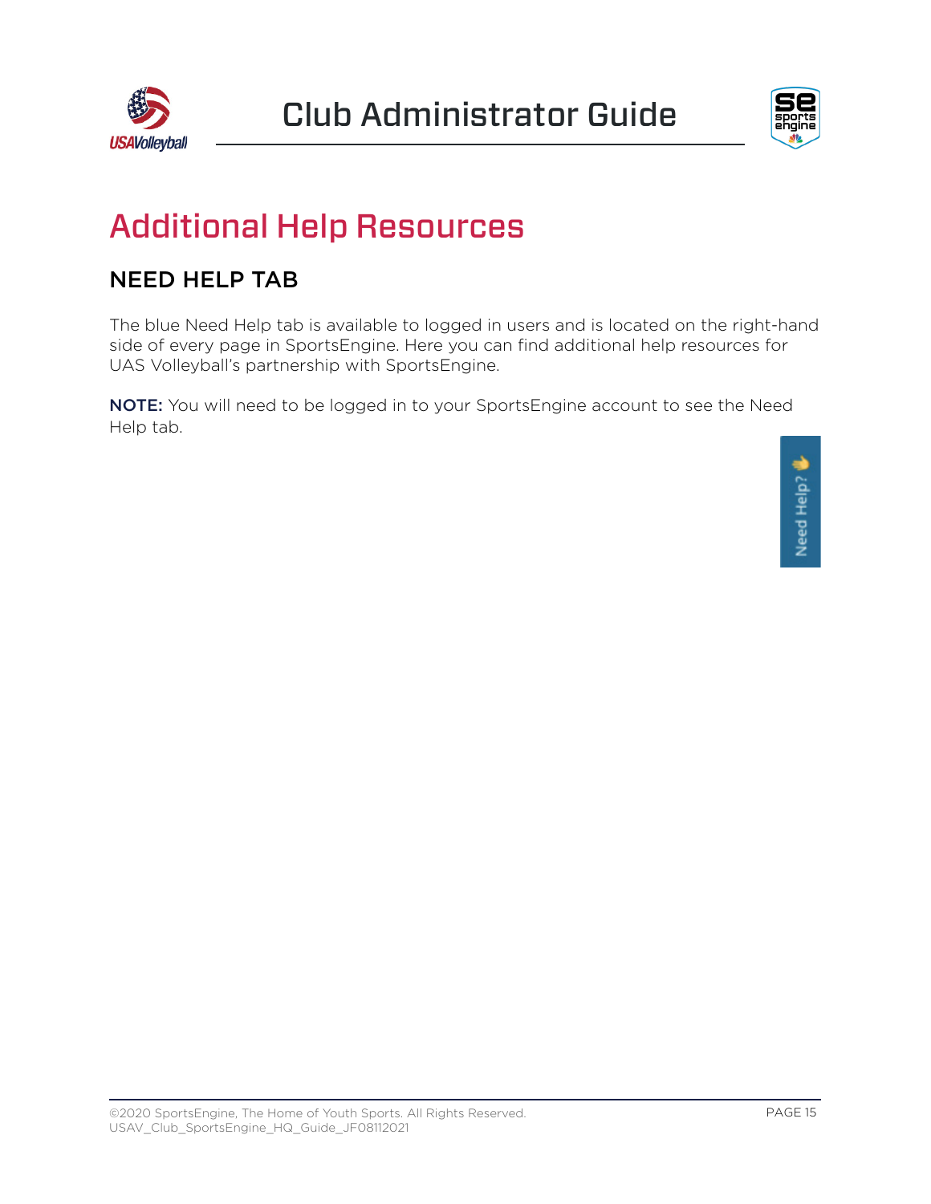# Additional Help Resources

## NEED HELP TAB

The blue Need Help tab is available to logged in users and is located on the right-hand side of every page in SportsEngine. Here you can find additional help resources for UAS Volleyball's partnership with SportsEngine.

**NOTE:** You will need to be logged in to your SportsEngine account to see the Need Help tab.

Need Help?